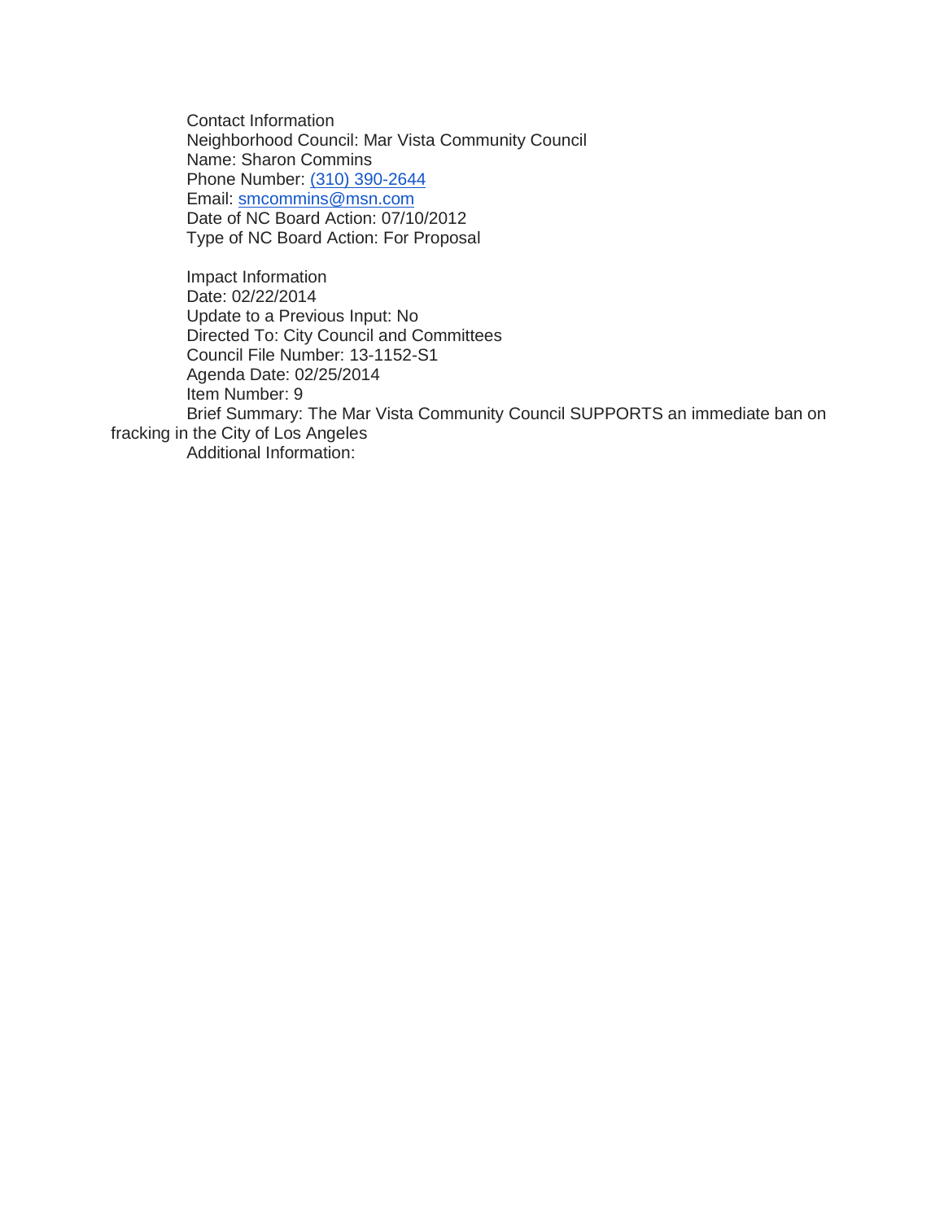Contact Information
Neighborhood Council: Mar Vista Community Council
Name: Sharon Commins
Phone Number: (310) 390-2644
Email: smcommins@msn.com
Date of NC Board Action: 07/10/2012
Type of NC Board Action: For Proposal

Impact Information
Date: 02/22/2014
Update to a Previous Input: No
Directed To: City Council and Committees
Council File Number: 13-1152-S1
Agenda Date: 02/25/2014
Item Number: 9
Brief Summary: The Mar Vista Community Council SUPPORTS an immediate ban on fracking in the City of Los Angeles
Additional Information: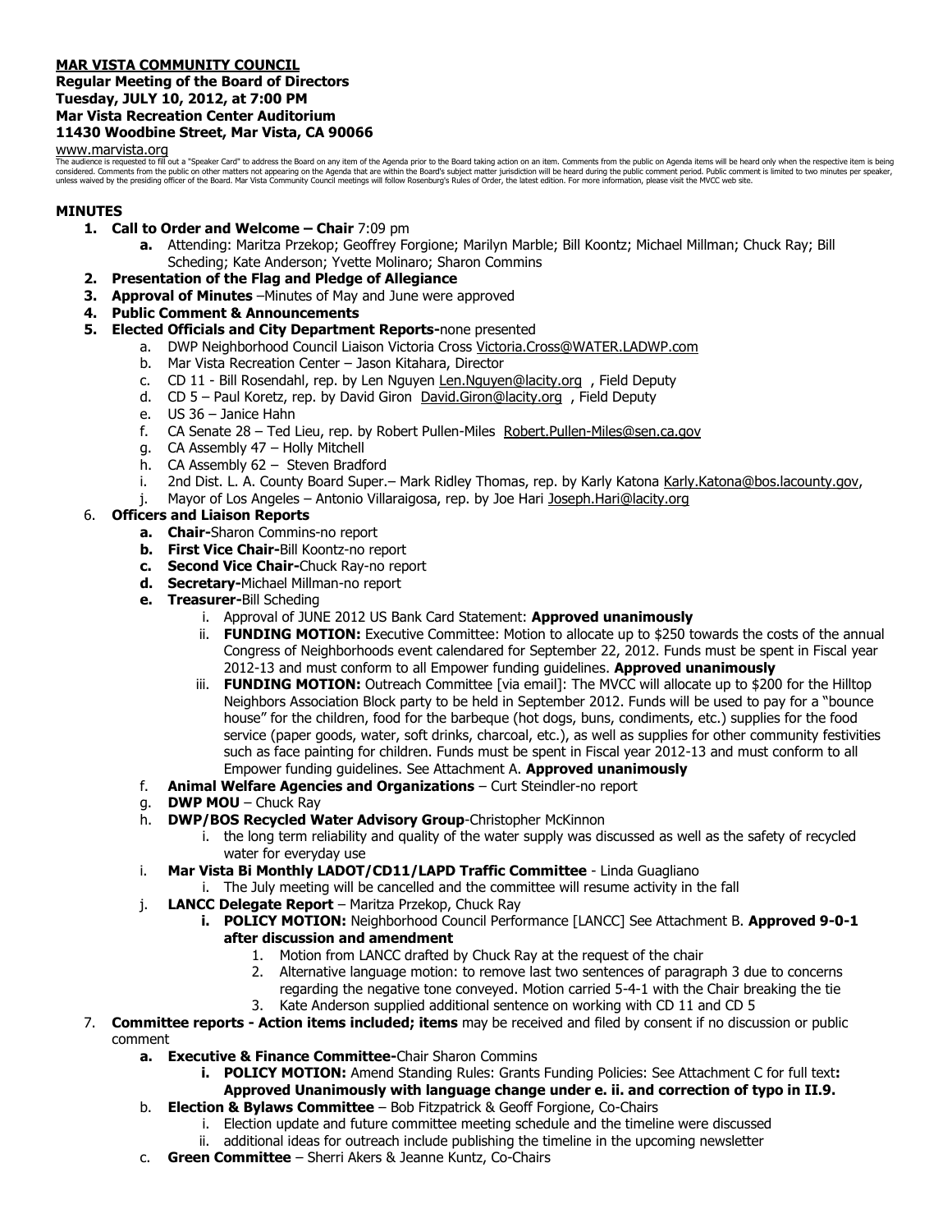**MAR VISTA COMMUNITY COUNCIL**
**Regular Meeting of the Board of Directors**
**Tuesday, JULY 10, 2012, at 7:00 PM**
**Mar Vista Recreation Center Auditorium**
**11430 Woodbine Street, Mar Vista, CA 90066**

www.marvista.org

The audience is requested to fill out a "Speaker Card" to address the Board on any item of the Agenda prior to the Board taking action on an item. Comments from the public on Agenda items will be heard only when the respective item is being considered. Comments from the public on other matters not appearing on the Agenda that are within the Board's subject matter jurisdiction will be heard during the public comment period. Public comment is limited to two minutes per speaker, unless waived by the presiding officer of the Board. Mar Vista Community Council meetings will follow Rosenburg's Rules of Order, the latest edition. For more information, please visit the MVCC web site.

**MINUTES**

1. **Call to Order and Welcome – Chair** 7:09 pm
   a. Attending: Maritza Przekop; Geoffrey Forgione; Marilyn Marble; Bill Koontz; Michael Millman; Chuck Ray; Bill Scheding; Kate Anderson; Yvette Molinaro; Sharon Commins
2. **Presentation of the Flag and Pledge of Allegiance**
3. **Approval of Minutes** –Minutes of May and June were approved
4. **Public Comment & Announcements**
5. **Elected Officials and City Department Reports-**none presented
   a. DWP Neighborhood Council Liaison Victoria Cross Victoria.Cross@WATER.LADWP.com
   b. Mar Vista Recreation Center – Jason Kitahara, Director
   c. CD 11 - Bill Rosendahl, rep. by Len Nguyen Len.Nguyen@lacity.org , Field Deputy
   d. CD 5 – Paul Koretz, rep. by David Giron David.Giron@lacity.org , Field Deputy
   e. US 36 – Janice Hahn
   f. CA Senate 28 – Ted Lieu, rep. by Robert Pullen-Miles Robert.Pullen-Miles@sen.ca.gov
   g. CA Assembly 47 – Holly Mitchell
   h. CA Assembly 62 – Steven Bradford
   i. 2nd Dist. L. A. County Board Super.– Mark Ridley Thomas, rep. by Karly Katona Karly.Katona@bos.lacounty.gov,
   j. Mayor of Los Angeles – Antonio Villaraigosa, rep. by Joe Hari Joseph.Hari@lacity.org
6. **Officers and Liaison Reports**
   a. **Chair-**Sharon Commins-no report
   b. **First Vice Chair-**Bill Koontz-no report
   c. **Second Vice Chair-**Chuck Ray-no report
   d. **Secretary-**Michael Millman-no report
   e. **Treasurer-**Bill Scheding
      i. Approval of JUNE 2012 US Bank Card Statement: **Approved unanimously**
      ii. **FUNDING MOTION:** Executive Committee: Motion to allocate up to $250 towards the costs of the annual Congress of Neighborhoods event calendared for September 22, 2012. Funds must be spent in Fiscal year 2012-13 and must conform to all Empower funding guidelines. **Approved unanimously**
      iii. **FUNDING MOTION:** Outreach Committee [via email]: The MVCC will allocate up to $200 for the Hilltop Neighbors Association Block party to be held in September 2012. Funds will be used to pay for a "bounce house" for the children, food for the barbeque (hot dogs, buns, condiments, etc.) supplies for the food service (paper goods, water, soft drinks, charcoal, etc.), as well as supplies for other community festivities such as face painting for children. Funds must be spent in Fiscal year 2012-13 and must conform to all Empower funding guidelines. See Attachment A. **Approved unanimously**
   f. **Animal Welfare Agencies and Organizations** – Curt Steindler-no report
   g. **DWP MOU** – Chuck Ray
   h. **DWP/BOS Recycled Water Advisory Group**-Christopher McKinnon
      i. the long term reliability and quality of the water supply was discussed as well as the safety of recycled water for everyday use
   i. **Mar Vista Bi Monthly LADOT/CD11/LAPD Traffic Committee** - Linda Guagliano
      i. The July meeting will be cancelled and the committee will resume activity in the fall
   j. **LANCC Delegate Report** – Maritza Przekop, Chuck Ray
      i. **POLICY MOTION:** Neighborhood Council Performance [LANCC] See Attachment B. **Approved 9-0-1 after discussion and amendment**
         1. Motion from LANCC drafted by Chuck Ray at the request of the chair
         2. Alternative language motion: to remove last two sentences of paragraph 3 due to concerns regarding the negative tone conveyed. Motion carried 5-4-1 with the Chair breaking the tie
         3. Kate Anderson supplied additional sentence on working with CD 11 and CD 5
7. **Committee reports - Action items included; items** may be received and filed by consent if no discussion or public comment
   a. **Executive & Finance Committee-**Chair Sharon Commins
      i. **POLICY MOTION:** Amend Standing Rules: Grants Funding Policies: See Attachment C for full text**: Approved Unanimously with language change under e. ii. and correction of typo in II.9.**
   b. **Election & Bylaws Committee** – Bob Fitzpatrick & Geoff Forgione, Co-Chairs
      i. Election update and future committee meeting schedule and the timeline were discussed
      ii. additional ideas for outreach include publishing the timeline in the upcoming newsletter
   c. **Green Committee** – Sherri Akers & Jeanne Kuntz, Co-Chairs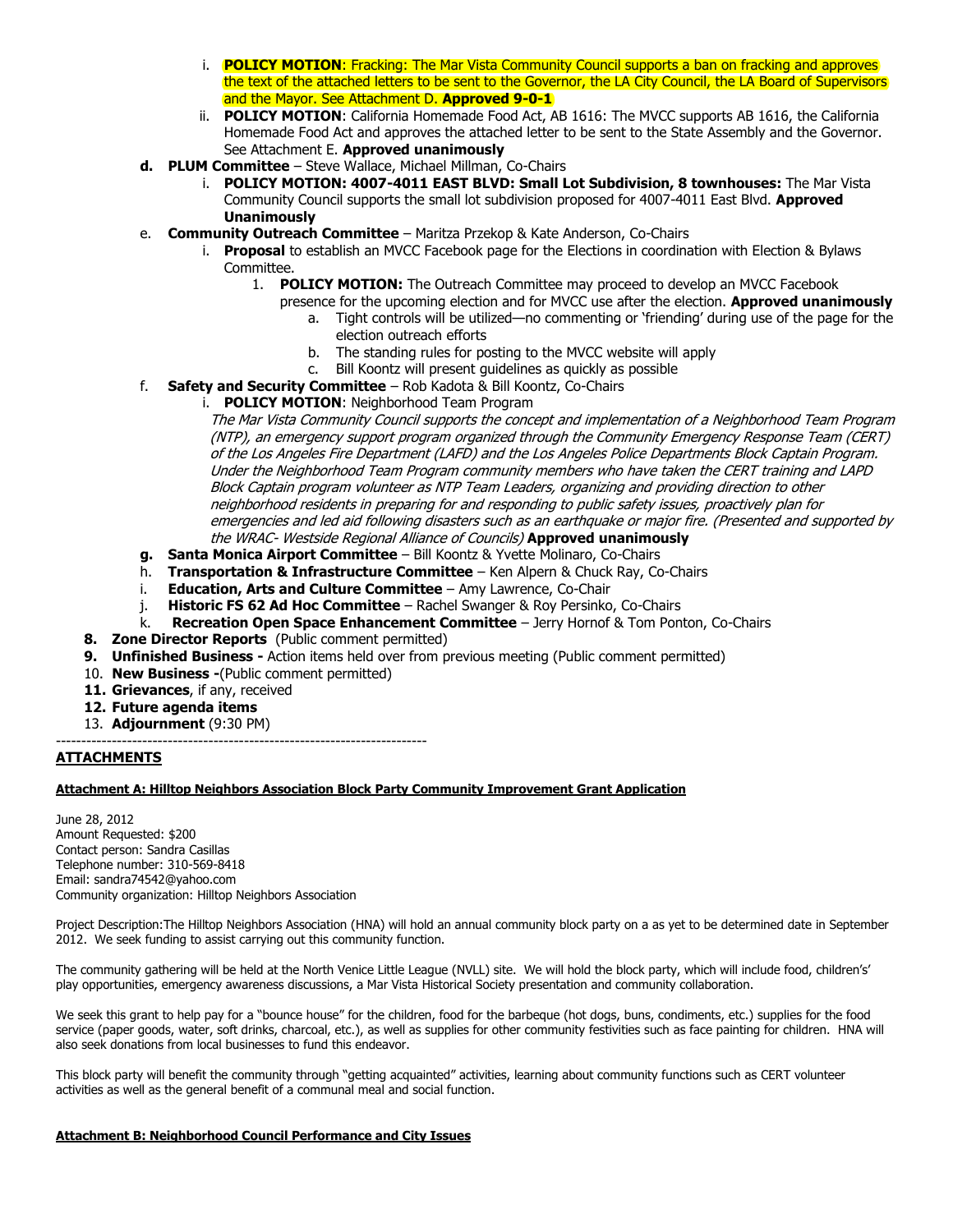i. **POLICY MOTION**: Fracking: The Mar Vista Community Council supports a ban on fracking and approves the text of the attached letters to be sent to the Governor, the LA City Council, the LA Board of Supervisors and the Mayor. See Attachment D. **Approved 9-0-1**

   ii. **POLICY MOTION**: California Homemade Food Act, AB 1616: The MVCC supports AB 1616, the California Homemade Food Act and approves the attached letter to be sent to the State Assembly and the Governor. See Attachment E. **Approved unanimously**

d. **PLUM Committee** – Steve Wallace, Michael Millman, Co-Chairs

   i. **POLICY MOTION: 4007-4011 EAST BLVD: Small Lot Subdivision, 8 townhouses:** The Mar Vista Community Council supports the small lot subdivision proposed for 4007-4011 East Blvd. **Approved Unanimously**

e. **Community Outreach Committee** – Maritza Przekop & Kate Anderson, Co-Chairs

   i. **Proposal** to establish an MVCC Facebook page for the Elections in coordination with Election & Bylaws Committee.

      1. **POLICY MOTION:** The Outreach Committee may proceed to develop an MVCC Facebook presence for the upcoming election and for MVCC use after the election. **Approved unanimously**

         a. Tight controls will be utilized—no commenting or 'friending' during use of the page for the election outreach efforts
         b. The standing rules for posting to the MVCC website will apply
         c. Bill Koontz will present guidelines as quickly as possible

f. **Safety and Security Committee** – Rob Kadota & Bill Koontz, Co-Chairs

   i. **POLICY MOTION**: Neighborhood Team Program

   *The Mar Vista Community Council supports the concept and implementation of a Neighborhood Team Program (NTP), an emergency support program organized through the Community Emergency Response Team (CERT) of the Los Angeles Fire Department (LAFD) and the Los Angeles Police Departments Block Captain Program. Under the Neighborhood Team Program community members who have taken the CERT training and LAPD Block Captain program volunteer as NTP Team Leaders, organizing and providing direction to other neighborhood residents in preparing for and responding to public safety issues, proactively plan for emergencies and led aid following disasters such as an earthquake or major fire. (Presented and supported by the WRAC- Westside Regional Alliance of Councils)* **Approved unanimously**

g. **Santa Monica Airport Committee** – Bill Koontz & Yvette Molinaro, Co-Chairs

h. **Transportation & Infrastructure Committee** – Ken Alpern & Chuck Ray, Co-Chairs

i. **Education, Arts and Culture Committee** – Amy Lawrence, Co-Chair

j. **Historic FS 62 Ad Hoc Committee** – Rachel Swanger & Roy Persinko, Co-Chairs

k. **Recreation Open Space Enhancement Committee** – Jerry Hornof & Tom Ponton, Co-Chairs

8. **Zone Director Reports** (Public comment permitted)
9. **Unfinished Business -** Action items held over from previous meeting (Public comment permitted)
10. **New Business -**(Public comment permitted)
11. **Grievances**, if any, received
12. **Future agenda items**
13. **Adjournment** (9:30 PM)

---

**ATTACHMENTS**

**Attachment A: Hilltop Neighbors Association Block Party Community Improvement Grant Application**

June 28, 2012
Amount Requested: $200
Contact person: Sandra Casillas
Telephone number: 310-569-8418
Email: sandra74542@yahoo.com
Community organization: Hilltop Neighbors Association

Project Description:The Hilltop Neighbors Association (HNA) will hold an annual community block party on a as yet to be determined date in September 2012. We seek funding to assist carrying out this community function.

The community gathering will be held at the North Venice Little League (NVLL) site. We will hold the block party, which will include food, children's' play opportunities, emergency awareness discussions, a Mar Vista Historical Society presentation and community collaboration.

We seek this grant to help pay for a "bounce house" for the children, food for the barbeque (hot dogs, buns, condiments, etc.) supplies for the food service (paper goods, water, soft drinks, charcoal, etc.), as well as supplies for other community festivities such as face painting for children. HNA will also seek donations from local businesses to fund this endeavor.

This block party will benefit the community through "getting acquainted" activities, learning about community functions such as CERT volunteer activities as well as the general benefit of a communal meal and social function.

**Attachment B: Neighborhood Council Performance and City Issues**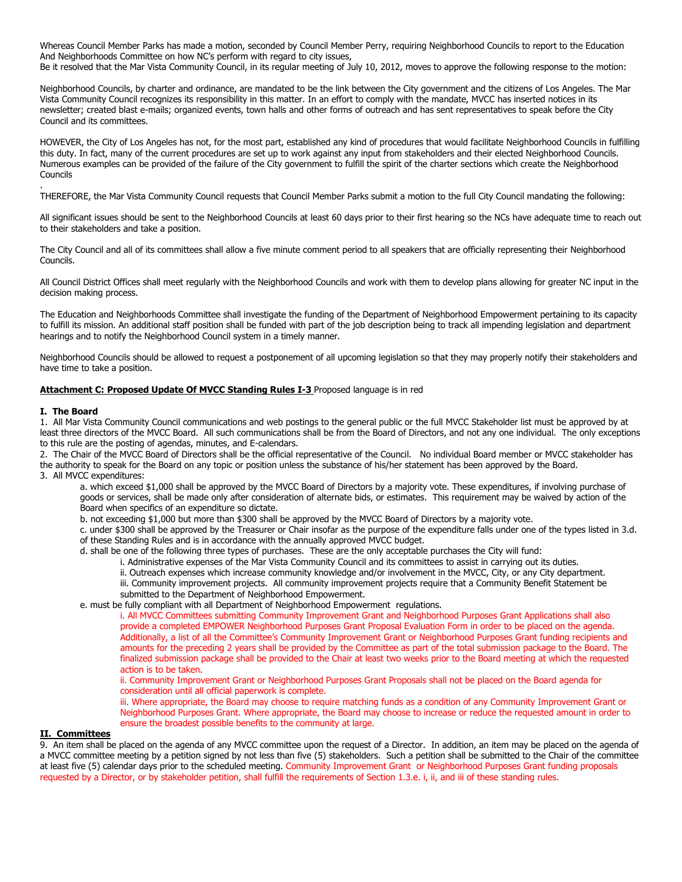Whereas Council Member Parks has made a motion, seconded by Council Member Perry, requiring Neighborhood Councils to report to the Education And Neighborhoods Committee on how NC's perform with regard to city issues,
Be it resolved that the Mar Vista Community Council, in its regular meeting of July 10, 2012, moves to approve the following response to the motion:

Neighborhood Councils, by charter and ordinance, are mandated to be the link between the City government and the citizens of Los Angeles. The Mar Vista Community Council recognizes its responsibility in this matter. In an effort to comply with the mandate, MVCC has inserted notices in its newsletter; created blast e-mails; organized events, town halls and other forms of outreach and has sent representatives to speak before the City Council and its committees.

HOWEVER, the City of Los Angeles has not, for the most part, established any kind of procedures that would facilitate Neighborhood Councils in fulfilling this duty. In fact, many of the current procedures are set up to work against any input from stakeholders and their elected Neighborhood Councils. Numerous examples can be provided of the failure of the City government to fulfill the spirit of the charter sections which create the Neighborhood Councils
.
THEREFORE, the Mar Vista Community Council requests that Council Member Parks submit a motion to the full City Council mandating the following:

All significant issues should be sent to the Neighborhood Councils at least 60 days prior to their first hearing so the NCs have adequate time to reach out to their stakeholders and take a position.

The City Council and all of its committees shall allow a five minute comment period to all speakers that are officially representing their Neighborhood Councils.

All Council District Offices shall meet regularly with the Neighborhood Councils and work with them to develop plans allowing for greater NC input in the decision making process.

The Education and Neighborhoods Committee shall investigate the funding of the Department of Neighborhood Empowerment pertaining to its capacity to fulfill its mission. An additional staff position shall be funded with part of the job description being to track all impending legislation and department hearings and to notify the Neighborhood Council system in a timely manner.

Neighborhood Councils should be allowed to request a postponement of all upcoming legislation so that they may properly notify their stakeholders and have time to take a position.

**Attachment C: Proposed Update Of MVCC Standing Rules I-3** Proposed language is in red

**I. The Board**

1. All Mar Vista Community Council communications and web postings to the general public or the full MVCC Stakeholder list must be approved by at least three directors of the MVCC Board. All such communications shall be from the Board of Directors, and not any one individual. The only exceptions to this rule are the posting of agendas, minutes, and E-calendars.
2. The Chair of the MVCC Board of Directors shall be the official representative of the Council. No individual Board member or MVCC stakeholder has the authority to speak for the Board on any topic or position unless the substance of his/her statement has been approved by the Board.
3. All MVCC expenditures:
   a. which exceed $1,000 shall be approved by the MVCC Board of Directors by a majority vote. These expenditures, if involving purchase of goods or services, shall be made only after consideration of alternate bids, or estimates. This requirement may be waived by action of the Board when specifics of an expenditure so dictate.
   b. not exceeding $1,000 but more than $300 shall be approved by the MVCC Board of Directors by a majority vote.
   c. under $300 shall be approved by the Treasurer or Chair insofar as the purpose of the expenditure falls under one of the types listed in 3.d. of these Standing Rules and is in accordance with the annually approved MVCC budget.
   d. shall be one of the following three types of purchases. These are the only acceptable purchases the City will fund:
      i. Administrative expenses of the Mar Vista Community Council and its committees to assist in carrying out its duties.
      ii. Outreach expenses which increase community knowledge and/or involvement in the MVCC, City, or any City department.
      iii. Community improvement projects. All community improvement projects require that a Community Benefit Statement be submitted to the Department of Neighborhood Empowerment.
   e. must be fully compliant with all Department of Neighborhood Empowerment regulations.
      i. All MVCC Committees submitting Community Improvement Grant and Neighborhood Purposes Grant Applications shall also provide a completed EMPOWER Neighborhood Purposes Grant Proposal Evaluation Form in order to be placed on the agenda. Additionally, a list of all the Committee's Community Improvement Grant or Neighborhood Purposes Grant funding recipients and amounts for the preceding 2 years shall be provided by the Committee as part of the total submission package to the Board. The finalized submission package shall be provided to the Chair at least two weeks prior to the Board meeting at which the requested action is to be taken.
      ii. Community Improvement Grant or Neighborhood Purposes Grant Proposals shall not be placed on the Board agenda for consideration until all official paperwork is complete.
      iii. Where appropriate, the Board may choose to require matching funds as a condition of any Community Improvement Grant or Neighborhood Purposes Grant. Where appropriate, the Board may choose to increase or reduce the requested amount in order to ensure the broadest possible benefits to the community at large.

**II. Committees**

9. An item shall be placed on the agenda of any MVCC committee upon the request of a Director. In addition, an item may be placed on the agenda of a MVCC committee meeting by a petition signed by not less than five (5) stakeholders. Such a petition shall be submitted to the Chair of the committee at least five (5) calendar days prior to the scheduled meeting. Community Improvement Grant or Neighborhood Purposes Grant funding proposals requested by a Director, or by stakeholder petition, shall fulfill the requirements of Section 1.3.e. i, ii, and iii of these standing rules.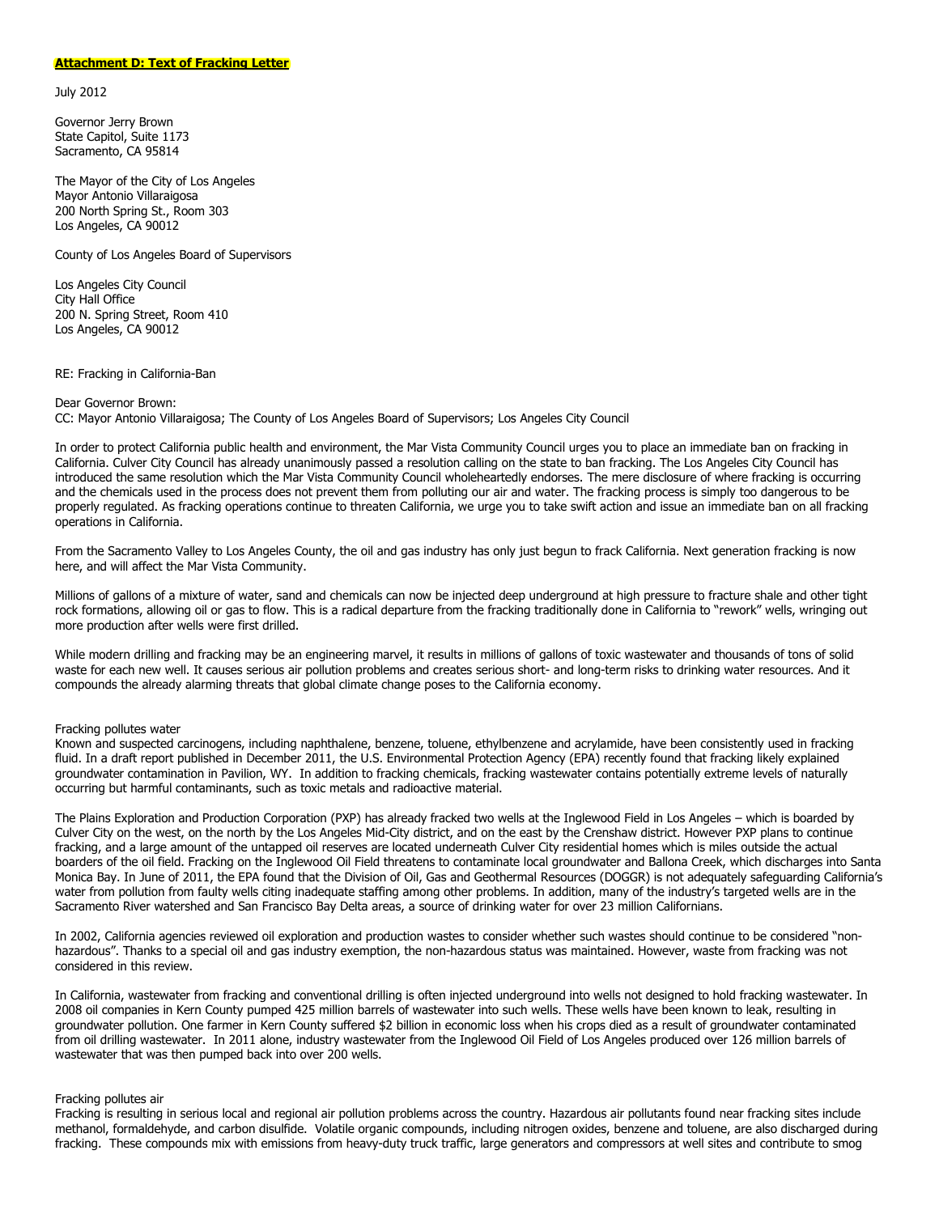**Attachment D: Text of Fracking Letter**

July 2012

Governor Jerry Brown
State Capitol, Suite 1173
Sacramento, CA 95814

The Mayor of the City of Los Angeles
Mayor Antonio Villaraigosa
200 North Spring St., Room 303
Los Angeles, CA 90012

County of Los Angeles Board of Supervisors

Los Angeles City Council
City Hall Office
200 N. Spring Street, Room 410
Los Angeles, CA 90012

RE: Fracking in California-Ban

Dear Governor Brown:
CC: Mayor Antonio Villaraigosa; The County of Los Angeles Board of Supervisors; Los Angeles City Council

In order to protect California public health and environment, the Mar Vista Community Council urges you to place an immediate ban on fracking in California. Culver City Council has already unanimously passed a resolution calling on the state to ban fracking. The Los Angeles City Council has introduced the same resolution which the Mar Vista Community Council wholeheartedly endorses. The mere disclosure of where fracking is occurring and the chemicals used in the process does not prevent them from polluting our air and water. The fracking process is simply too dangerous to be properly regulated. As fracking operations continue to threaten California, we urge you to take swift action and issue an immediate ban on all fracking operations in California.

From the Sacramento Valley to Los Angeles County, the oil and gas industry has only just begun to frack California. Next generation fracking is now here, and will affect the Mar Vista Community.

Millions of gallons of a mixture of water, sand and chemicals can now be injected deep underground at high pressure to fracture shale and other tight rock formations, allowing oil or gas to flow. This is a radical departure from the fracking traditionally done in California to "rework" wells, wringing out more production after wells were first drilled.

While modern drilling and fracking may be an engineering marvel, it results in millions of gallons of toxic wastewater and thousands of tons of solid waste for each new well. It causes serious air pollution problems and creates serious short- and long-term risks to drinking water resources. And it compounds the already alarming threats that global climate change poses to the California economy.

Fracking pollutes water

Known and suspected carcinogens, including naphthalene, benzene, toluene, ethylbenzene and acrylamide, have been consistently used in fracking fluid. In a draft report published in December 2011, the U.S. Environmental Protection Agency (EPA) recently found that fracking likely explained groundwater contamination in Pavilion, WY. In addition to fracking chemicals, fracking wastewater contains potentially extreme levels of naturally occurring but harmful contaminants, such as toxic metals and radioactive material.

The Plains Exploration and Production Corporation (PXP) has already fracked two wells at the Inglewood Field in Los Angeles – which is boarded by Culver City on the west, on the north by the Los Angeles Mid-City district, and on the east by the Crenshaw district. However PXP plans to continue fracking, and a large amount of the untapped oil reserves are located underneath Culver City residential homes which is miles outside the actual boarders of the oil field. Fracking on the Inglewood Oil Field threatens to contaminate local groundwater and Ballona Creek, which discharges into Santa Monica Bay. In June of 2011, the EPA found that the Division of Oil, Gas and Geothermal Resources (DOGGR) is not adequately safeguarding California's water from pollution from faulty wells citing inadequate staffing among other problems. In addition, many of the industry's targeted wells are in the Sacramento River watershed and San Francisco Bay Delta areas, a source of drinking water for over 23 million Californians.

In 2002, California agencies reviewed oil exploration and production wastes to consider whether such wastes should continue to be considered "non-hazardous". Thanks to a special oil and gas industry exemption, the non-hazardous status was maintained. However, waste from fracking was not considered in this review.

In California, wastewater from fracking and conventional drilling is often injected underground into wells not designed to hold fracking wastewater. In 2008 oil companies in Kern County pumped 425 million barrels of wastewater into such wells. These wells have been known to leak, resulting in groundwater pollution. One farmer in Kern County suffered $2 billion in economic loss when his crops died as a result of groundwater contaminated from oil drilling wastewater. In 2011 alone, industry wastewater from the Inglewood Oil Field of Los Angeles produced over 126 million barrels of wastewater that was then pumped back into over 200 wells.

Fracking pollutes air

Fracking is resulting in serious local and regional air pollution problems across the country. Hazardous air pollutants found near fracking sites include methanol, formaldehyde, and carbon disulfide. Volatile organic compounds, including nitrogen oxides, benzene and toluene, are also discharged during fracking. These compounds mix with emissions from heavy-duty truck traffic, large generators and compressors at well sites and contribute to smog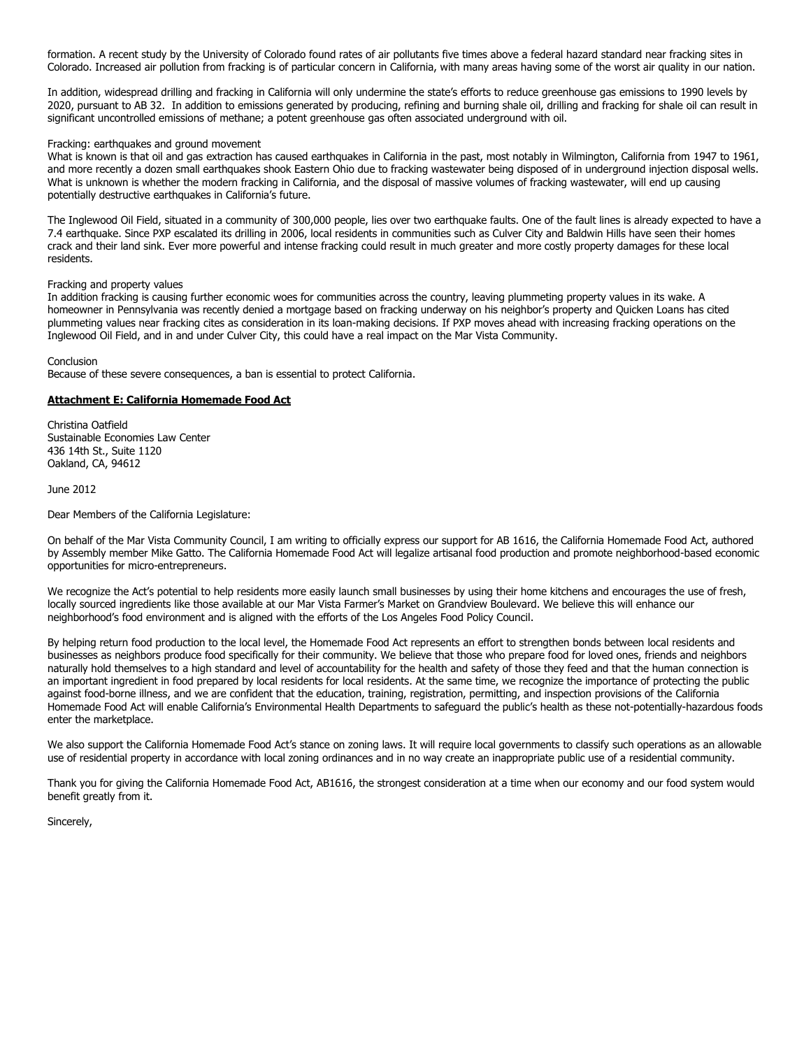formation. A recent study by the University of Colorado found rates of air pollutants five times above a federal hazard standard near fracking sites in Colorado. Increased air pollution from fracking is of particular concern in California, with many areas having some of the worst air quality in our nation.

In addition, widespread drilling and fracking in California will only undermine the state's efforts to reduce greenhouse gas emissions to 1990 levels by 2020, pursuant to AB 32. In addition to emissions generated by producing, refining and burning shale oil, drilling and fracking for shale oil can result in significant uncontrolled emissions of methane; a potent greenhouse gas often associated underground with oil.

Fracking: earthquakes and ground movement

What is known is that oil and gas extraction has caused earthquakes in California in the past, most notably in Wilmington, California from 1947 to 1961, and more recently a dozen small earthquakes shook Eastern Ohio due to fracking wastewater being disposed of in underground injection disposal wells. What is unknown is whether the modern fracking in California, and the disposal of massive volumes of fracking wastewater, will end up causing potentially destructive earthquakes in California's future.

The Inglewood Oil Field, situated in a community of 300,000 people, lies over two earthquake faults. One of the fault lines is already expected to have a 7.4 earthquake. Since PXP escalated its drilling in 2006, local residents in communities such as Culver City and Baldwin Hills have seen their homes crack and their land sink. Ever more powerful and intense fracking could result in much greater and more costly property damages for these local residents.

Fracking and property values

In addition fracking is causing further economic woes for communities across the country, leaving plummeting property values in its wake. A homeowner in Pennsylvania was recently denied a mortgage based on fracking underway on his neighbor's property and Quicken Loans has cited plummeting values near fracking cites as consideration in its loan-making decisions. If PXP moves ahead with increasing fracking operations on the Inglewood Oil Field, and in and under Culver City, this could have a real impact on the Mar Vista Community.

Conclusion

Because of these severe consequences, a ban is essential to protect California.

**Attachment E: California Homemade Food Act**

Christina Oatfield
Sustainable Economies Law Center
436 14th St., Suite 1120
Oakland, CA, 94612

June 2012

Dear Members of the California Legislature:

On behalf of the Mar Vista Community Council, I am writing to officially express our support for AB 1616, the California Homemade Food Act, authored by Assembly member Mike Gatto. The California Homemade Food Act will legalize artisanal food production and promote neighborhood-based economic opportunities for micro-entrepreneurs.

We recognize the Act's potential to help residents more easily launch small businesses by using their home kitchens and encourages the use of fresh, locally sourced ingredients like those available at our Mar Vista Farmer's Market on Grandview Boulevard. We believe this will enhance our neighborhood's food environment and is aligned with the efforts of the Los Angeles Food Policy Council.

By helping return food production to the local level, the Homemade Food Act represents an effort to strengthen bonds between local residents and businesses as neighbors produce food specifically for their community. We believe that those who prepare food for loved ones, friends and neighbors naturally hold themselves to a high standard and level of accountability for the health and safety of those they feed and that the human connection is an important ingredient in food prepared by local residents for local residents. At the same time, we recognize the importance of protecting the public against food-borne illness, and we are confident that the education, training, registration, permitting, and inspection provisions of the California Homemade Food Act will enable California's Environmental Health Departments to safeguard the public's health as these not-potentially-hazardous foods enter the marketplace.

We also support the California Homemade Food Act's stance on zoning laws. It will require local governments to classify such operations as an allowable use of residential property in accordance with local zoning ordinances and in no way create an inappropriate public use of a residential community.

Thank you for giving the California Homemade Food Act, AB1616, the strongest consideration at a time when our economy and our food system would benefit greatly from it.

Sincerely,